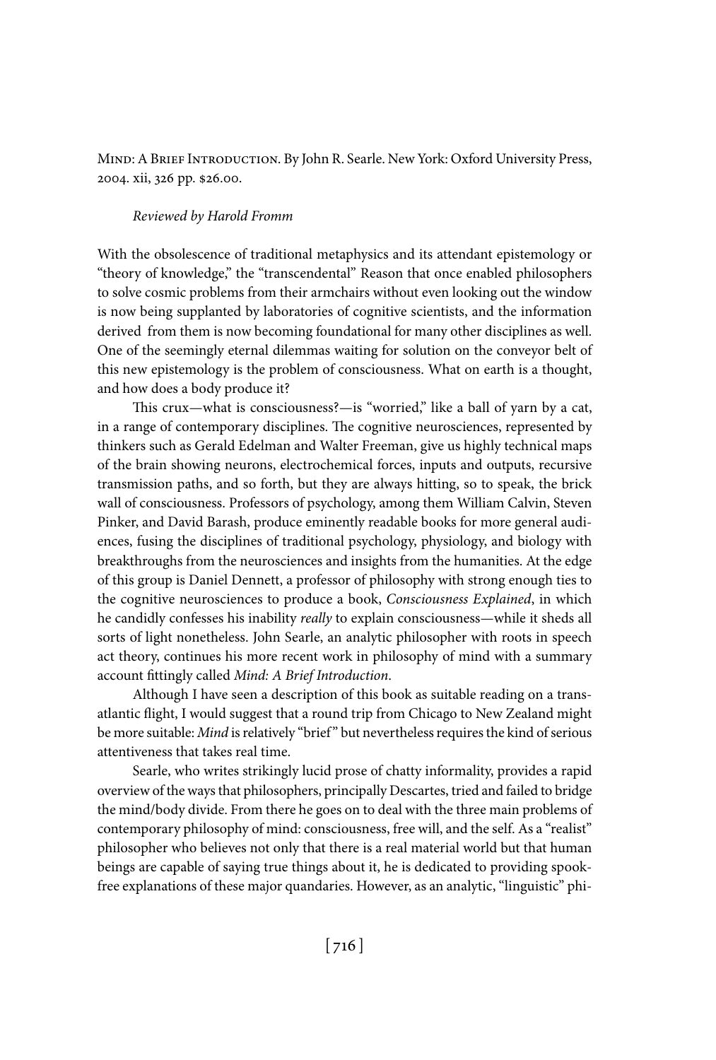Mind: A Brief Introduction. By John R. Searle. New York: Oxford University Press, 2004. xii, 326 pp. $26.00.

*Reviewed by Harold Fromm*

With the obsolescence of traditional metaphysics and its attendant epistemology or "theory of knowledge," the "transcendental" Reason that once enabled philosophers to solve cosmic problems from their armchairs without even looking out the window is now being supplanted by laboratories of cognitive scientists, and the information derived from them is now becoming foundational for many other disciplines as well. One of the seemingly eternal dilemmas waiting for solution on the conveyor belt of this new epistemology is the problem of consciousness. What on earth is a thought, and how does a body produce it?

This crux—what is consciousness?—is "worried," like a ball of yarn by a cat, in a range of contemporary disciplines. The cognitive neurosciences, represented by thinkers such as Gerald Edelman and Walter Freeman, give us highly technical maps of the brain showing neurons, electrochemical forces, inputs and outputs, recursive transmission paths, and so forth, but they are always hitting, so to speak, the brick wall of consciousness. Professors of psychology, among them William Calvin, Steven Pinker, and David Barash, produce eminently readable books for more general audiences, fusing the disciplines of traditional psychology, physiology, and biology with breakthroughs from the neurosciences and insights from the humanities. At the edge of this group is Daniel Dennett, a professor of philosophy with strong enough ties to the cognitive neurosciences to produce a book, *Consciousness Explained*, in which he candidly confesses his inability *really* to explain consciousness—while it sheds all sorts of light nonetheless. John Searle, an analytic philosopher with roots in speech act theory, continues his more recent work in philosophy of mind with a summary account fittingly called *Mind: A Brief Introduction*.

Although I have seen a description of this book as suitable reading on a transatlantic flight, I would suggest that a round trip from Chicago to New Zealand might be more suitable: *Mind* is relatively "brief" but nevertheless requires the kind of serious attentiveness that takes real time.

Searle, who writes strikingly lucid prose of chatty informality, provides a rapid overview of the ways that philosophers, principally Descartes, tried and failed to bridge the mind/body divide. From there he goes on to deal with the three main problems of contemporary philosophy of mind: consciousness, free will, and the self. As a "realist" philosopher who believes not only that there is a real material world but that human beings are capable of saying true things about it, he is dedicated to providing spook-free explanations of these major quandaries. However, as an analytic, "linguistic" phi-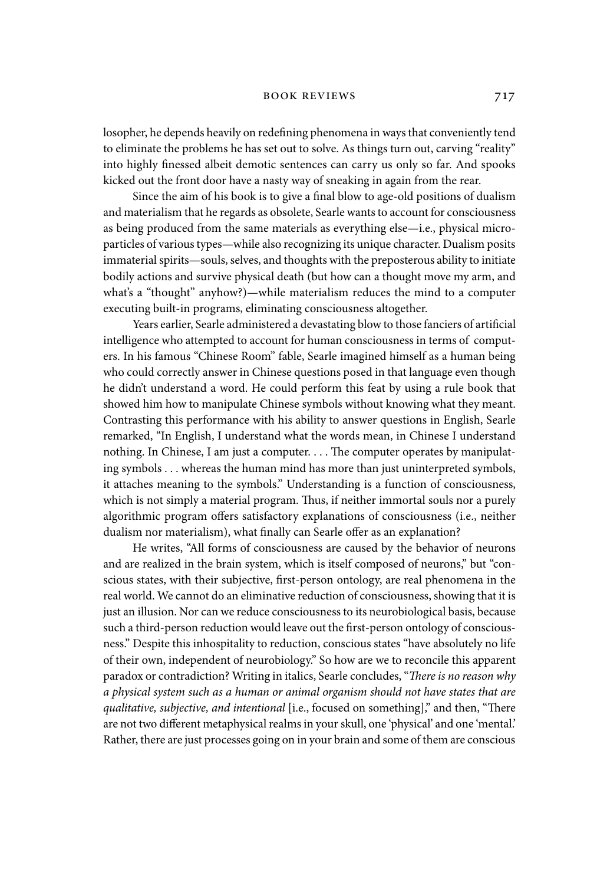losopher, he depends heavily on redefining phenomena in ways that conveniently tend to eliminate the problems he has set out to solve. As things turn out, carving "reality" into highly finessed albeit demotic sentences can carry us only so far. And spooks kicked out the front door have a nasty way of sneaking in again from the rear.

Since the aim of his book is to give a final blow to age-old positions of dualism and materialism that he regards as obsolete, Searle wants to account for consciousness as being produced from the same materials as everything else—i.e., physical microparticles of various types—while also recognizing its unique character. Dualism posits immaterial spirits—souls, selves, and thoughts with the preposterous ability to initiate bodily actions and survive physical death (but how can a thought move my arm, and what's a "thought" anyhow?)—while materialism reduces the mind to a computer executing built-in programs, eliminating consciousness altogether.

Years earlier, Searle administered a devastating blow to those fanciers of artificial intelligence who attempted to account for human consciousness in terms of computers. In his famous "Chinese Room" fable, Searle imagined himself as a human being who could correctly answer in Chinese questions posed in that language even though he didn't understand a word. He could perform this feat by using a rule book that showed him how to manipulate Chinese symbols without knowing what they meant. Contrasting this performance with his ability to answer questions in English, Searle remarked, "In English, I understand what the words mean, in Chinese I understand nothing. In Chinese, I am just a computer. . . . The computer operates by manipulating symbols . . . whereas the human mind has more than just uninterpreted symbols, it attaches meaning to the symbols." Understanding is a function of consciousness, which is not simply a material program. Thus, if neither immortal souls nor a purely algorithmic program offers satisfactory explanations of consciousness (i.e., neither dualism nor materialism), what finally can Searle offer as an explanation?

He writes, "All forms of consciousness are caused by the behavior of neurons and are realized in the brain system, which is itself composed of neurons," but "conscious states, with their subjective, first-person ontology, are real phenomena in the real world. We cannot do an eliminative reduction of consciousness, showing that it is just an illusion. Nor can we reduce consciousness to its neurobiological basis, because such a third-person reduction would leave out the first-person ontology of consciousness." Despite this inhospitality to reduction, conscious states "have absolutely no life of their own, independent of neurobiology." So how are we to reconcile this apparent paradox or contradiction? Writing in italics, Searle concludes, "*There is no reason why a physical system such as a human or animal organism should not have states that are qualitative, subjective, and intentional* [i.e., focused on something]," and then, "There are not two different metaphysical realms in your skull, one 'physical' and one 'mental.' Rather, there are just processes going on in your brain and some of them are conscious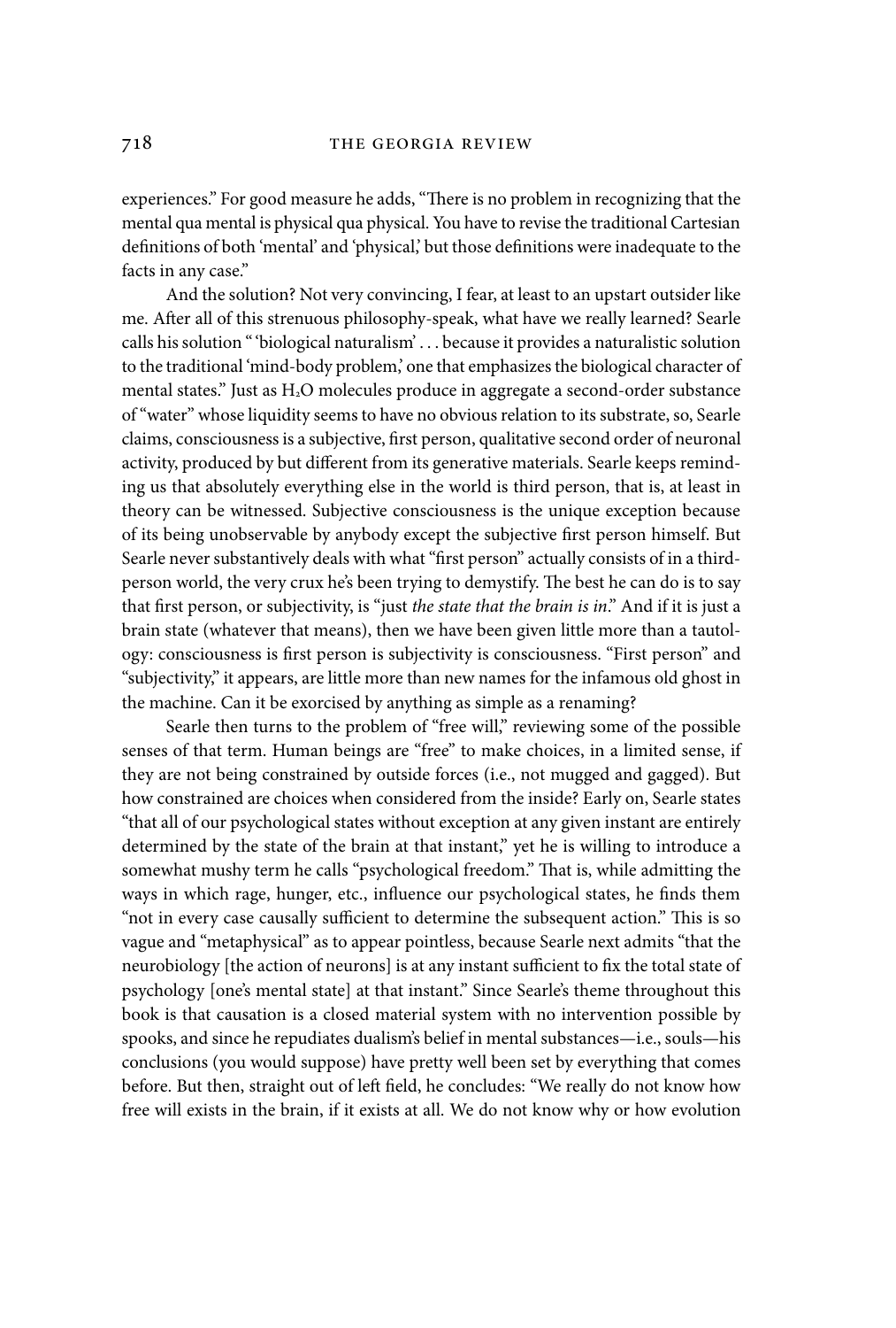experiences." For good measure he adds, "There is no problem in recognizing that the mental qua mental is physical qua physical. You have to revise the traditional Cartesian definitions of both 'mental' and 'physical,' but those definitions were inadequate to the facts in any case."

And the solution? Not very convincing, I fear, at least to an upstart outsider like me. After all of this strenuous philosophy-speak, what have we really learned? Searle calls his solution " 'biological naturalism' . . . because it provides a naturalistic solution to the traditional 'mind-body problem,' one that emphasizes the biological character of mental states." Just as $H_2O$ molecules produce in aggregate a second-order substance of "water" whose liquidity seems to have no obvious relation to its substrate, so, Searle claims, consciousness is a subjective, first person, qualitative second order of neuronal activity, produced by but different from its generative materials. Searle keeps reminding us that absolutely everything else in the world is third person, that is, at least in theory can be witnessed. Subjective consciousness is the unique exception because of its being unobservable by anybody except the subjective first person himself. But Searle never substantively deals with what "first person" actually consists of in a third-person world, the very crux he's been trying to demystify. The best he can do is to say that first person, or subjectivity, is "just *the state that the brain is in*." And if it is just a brain state (whatever that means), then we have been given little more than a tautology: consciousness is first person is subjectivity is consciousness. "First person" and "subjectivity," it appears, are little more than new names for the infamous old ghost in the machine. Can it be exorcised by anything as simple as a renaming?

Searle then turns to the problem of "free will," reviewing some of the possible senses of that term. Human beings are "free" to make choices, in a limited sense, if they are not being constrained by outside forces (i.e., not mugged and gagged). But how constrained are choices when considered from the inside? Early on, Searle states "that all of our psychological states without exception at any given instant are entirely determined by the state of the brain at that instant," yet he is willing to introduce a somewhat mushy term he calls "psychological freedom." That is, while admitting the ways in which rage, hunger, etc., influence our psychological states, he finds them "not in every case causally sufficient to determine the subsequent action." This is so vague and "metaphysical" as to appear pointless, because Searle next admits "that the neurobiology [the action of neurons] is at any instant sufficient to fix the total state of psychology [one's mental state] at that instant." Since Searle's theme throughout this book is that causation is a closed material system with no intervention possible by spooks, and since he repudiates dualism's belief in mental substances—i.e., souls—his conclusions (you would suppose) have pretty well been set by everything that comes before. But then, straight out of left field, he concludes: "We really do not know how free will exists in the brain, if it exists at all. We do not know why or how evolution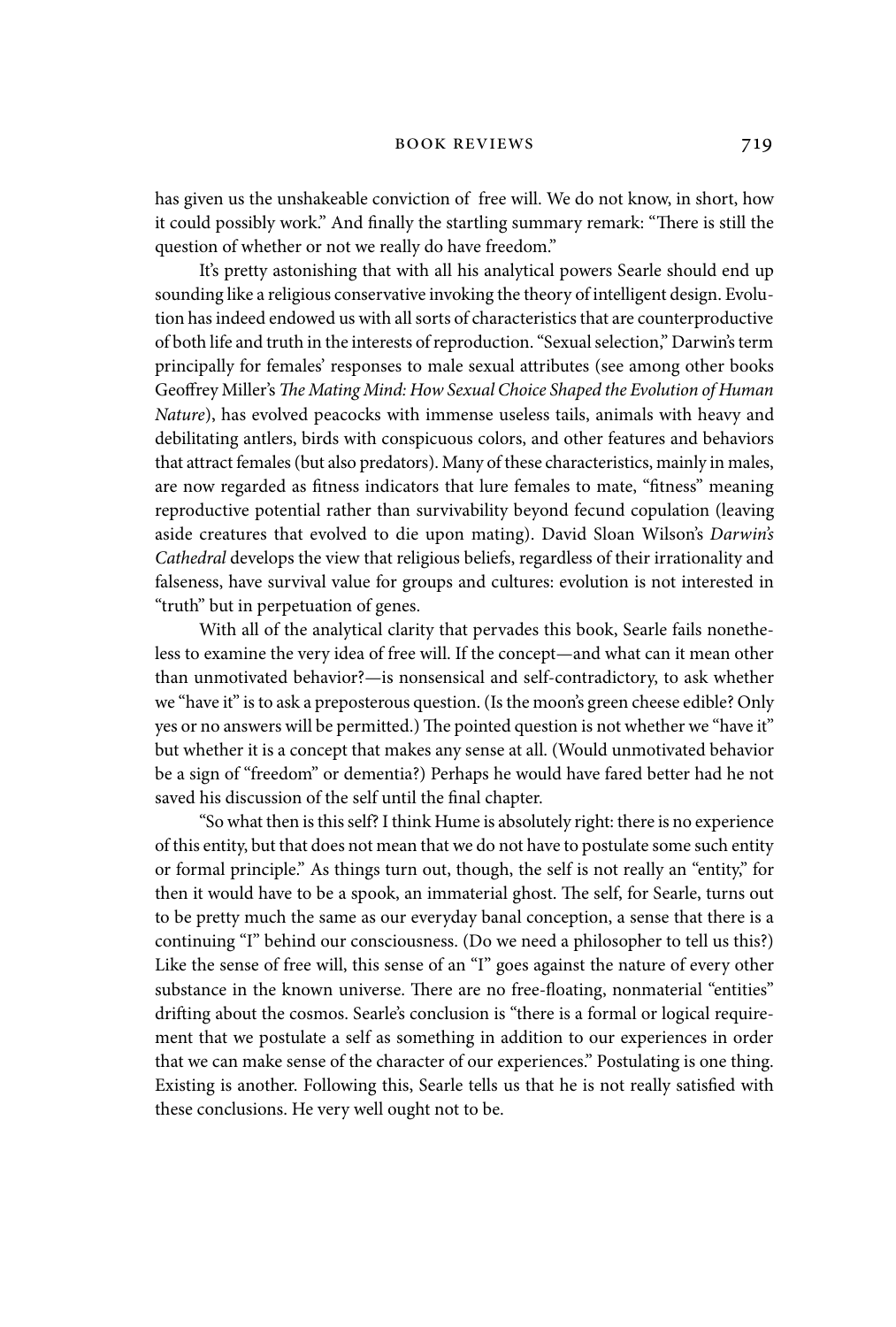has given us the unshakeable conviction of free will. We do not know, in short, how it could possibly work." And finally the startling summary remark: "There is still the question of whether or not we really do have freedom."

It's pretty astonishing that with all his analytical powers Searle should end up sounding like a religious conservative invoking the theory of intelligent design. Evolution has indeed endowed us with all sorts of characteristics that are counterproductive of both life and truth in the interests of reproduction. "Sexual selection," Darwin's term principally for females' responses to male sexual attributes (see among other books Geoffrey Miller's *The Mating Mind: How Sexual Choice Shaped the Evolution of Human Nature*), has evolved peacocks with immense useless tails, animals with heavy and debilitating antlers, birds with conspicuous colors, and other features and behaviors that attract females (but also predators). Many of these characteristics, mainly in males, are now regarded as fitness indicators that lure females to mate, "fitness" meaning reproductive potential rather than survivability beyond fecund copulation (leaving aside creatures that evolved to die upon mating). David Sloan Wilson's *Darwin's Cathedral* develops the view that religious beliefs, regardless of their irrationality and falseness, have survival value for groups and cultures: evolution is not interested in "truth" but in perpetuation of genes.

With all of the analytical clarity that pervades this book, Searle fails nonetheless to examine the very idea of free will. If the concept—and what can it mean other than unmotivated behavior?—is nonsensical and self-contradictory, to ask whether we "have it" is to ask a preposterous question. (Is the moon's green cheese edible? Only yes or no answers will be permitted.) The pointed question is not whether we "have it" but whether it is a concept that makes any sense at all. (Would unmotivated behavior be a sign of "freedom" or dementia?) Perhaps he would have fared better had he not saved his discussion of the self until the final chapter.

"So what then is this self? I think Hume is absolutely right: there is no experience of this entity, but that does not mean that we do not have to postulate some such entity or formal principle." As things turn out, though, the self is not really an "entity," for then it would have to be a spook, an immaterial ghost. The self, for Searle, turns out to be pretty much the same as our everyday banal conception, a sense that there is a continuing "I" behind our consciousness. (Do we need a philosopher to tell us this?) Like the sense of free will, this sense of an "I" goes against the nature of every other substance in the known universe. There are no free-floating, nonmaterial "entities" drifting about the cosmos. Searle's conclusion is "there is a formal or logical requirement that we postulate a self as something in addition to our experiences in order that we can make sense of the character of our experiences." Postulating is one thing. Existing is another. Following this, Searle tells us that he is not really satisfied with these conclusions. He very well ought not to be.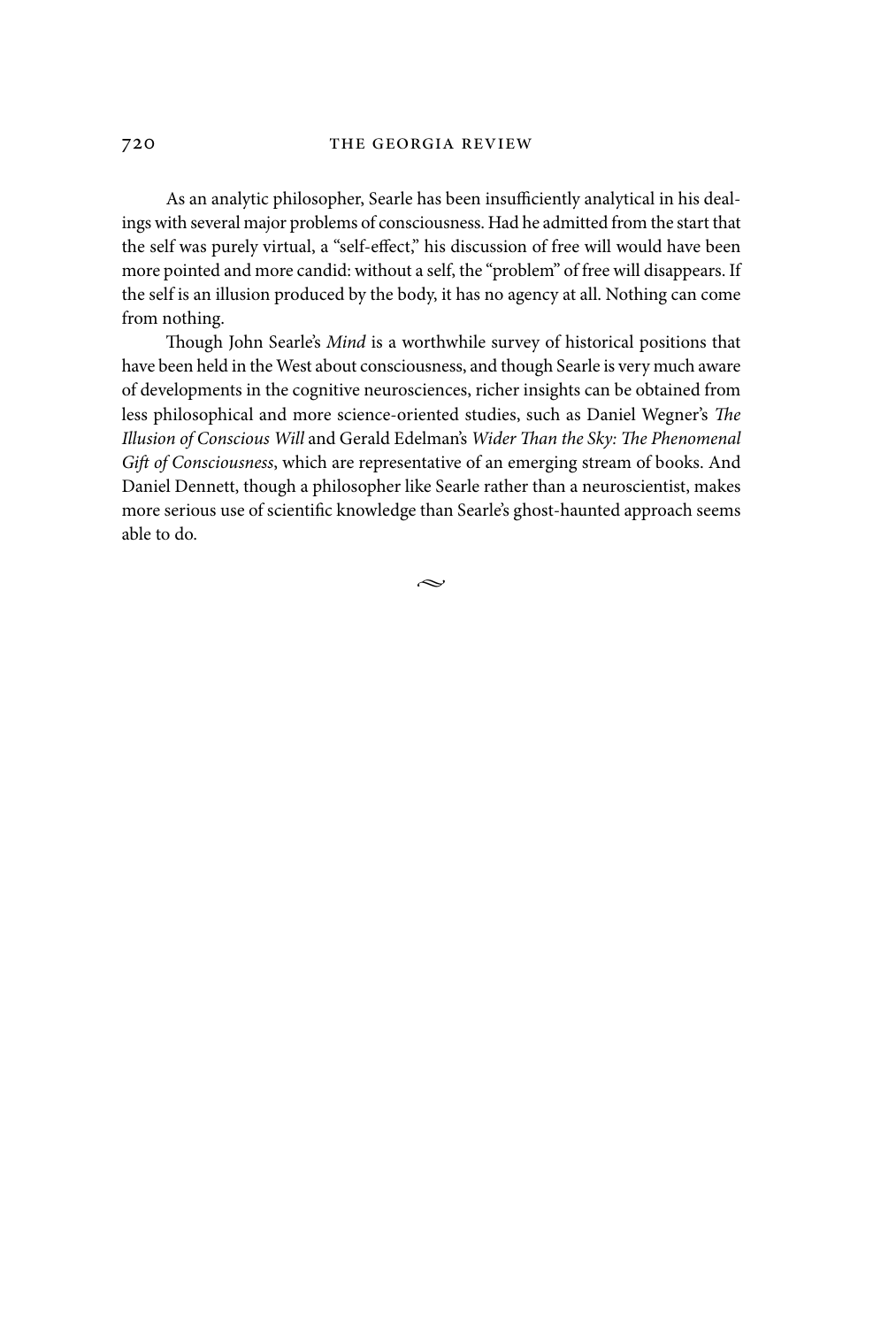As an analytic philosopher, Searle has been insufficiently analytical in his dealings with several major problems of consciousness. Had he admitted from the start that the self was purely virtual, a "self-effect," his discussion of free will would have been more pointed and more candid: without a self, the "problem" of free will disappears. If the self is an illusion produced by the body, it has no agency at all. Nothing can come from nothing.

Though John Searle's *Mind* is a worthwhile survey of historical positions that have been held in the West about consciousness, and though Searle is very much aware of developments in the cognitive neurosciences, richer insights can be obtained from less philosophical and more science-oriented studies, such as Daniel Wegner's *The Illusion of Conscious Will* and Gerald Edelman's *Wider Than the Sky: The Phenomenal Gift of Consciousness*, which are representative of an emerging stream of books. And Daniel Dennett, though a philosopher like Searle rather than a neuroscientist, makes more serious use of scientific knowledge than Searle's ghost-haunted approach seems able to do.

~